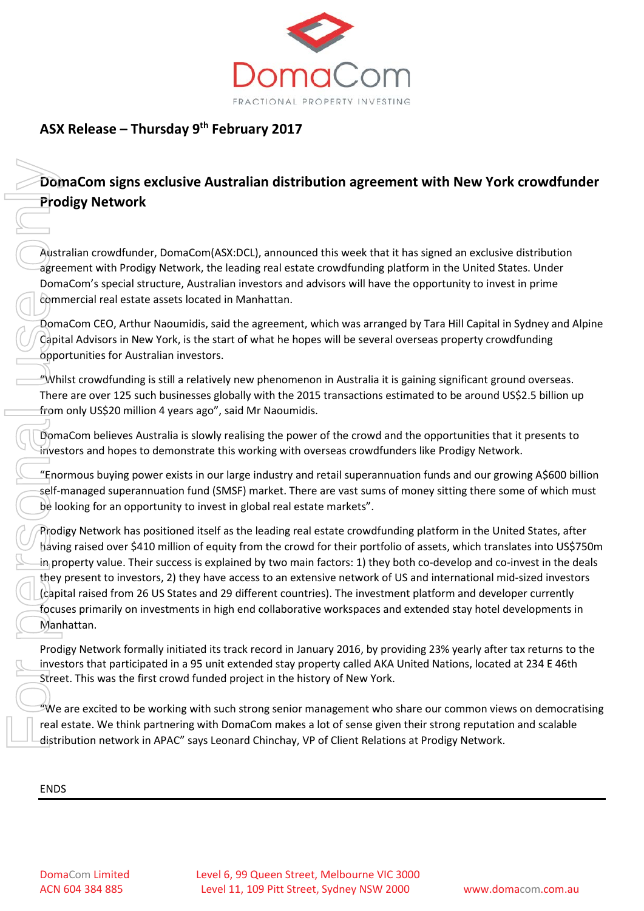**ASX Release – Thursday 9th February 2017**

## DomaCom signs exclusive Australian distribution agreement with New York crowdfunder Prodigy Network

Australian crowdfunder, DomaCom(ASX:DCL), announced this week that it has signed an exclusive distribution agreement with Prodigy Network, the leading real estate crowdfunding platform in the United States. Under DomaCom's special structure, Australian investors and advisors will have the opportunity to invest in prime commercial real estate assets located in Manhattan.

DomaCom CEO, Arthur Naoumidis, said the agreement, which was arranged by Tara Hill Capital in Sydney and Alpine Capital Advisors in New York, is the start of what he hopes will be several overseas property crowdfunding opportunities for Australian investors.

"Whilst crowdfunding is still a relatively new phenomenon in Australia it is gaining significant ground overseas. There are over 125 such businesses globally with the 2015 transactions estimated to be around US$2.5 billion up from only US$20 million 4 years ago", said Mr Naoumidis.

DomaCom believes Australia is slowly realising the power of the crowd and the opportunities that it presents to investors and hopes to demonstrate this working with overseas crowdfunders like Prodigy Network.

"Enormous buying power exists in our large industry and retail superannuation funds and our growing A$600 billion self-managed superannuation fund (SMSF) market. There are vast sums of money sitting there some of which must be looking for an opportunity to invest in global real estate markets".

Prodigy Network has positioned itself as the leading real estate crowdfunding platform in the United States, after having raised over $410 million of equity from the crowd for their portfolio of assets, which translates into US$750m in property value. Their success is explained by two main factors: 1) they both co-develop and co-invest in the deals they present to investors, 2) they have access to an extensive network of US and international mid-sized investors (capital raised from 26 US States and 29 different countries). The investment platform and developer currently focuses primarily on investments in high end collaborative workspaces and extended stay hotel developments in Manhattan.

Prodigy Network formally initiated its track record in January 2016, by providing 23% yearly after tax returns to the investors that participated in a 95 unit extended stay property called AKA United Nations, located at 234 E 46th Street. This was the first crowd funded project in the history of New York.

"We are excited to be working with such strong senior management who share our common views on democratising real estate. We think partnering with DomaCom makes a lot of sense given their strong reputation and scalable distribution network in APAC" says Leonard Chinchay, VP of Client Relations at Prodigy Network.

ENDS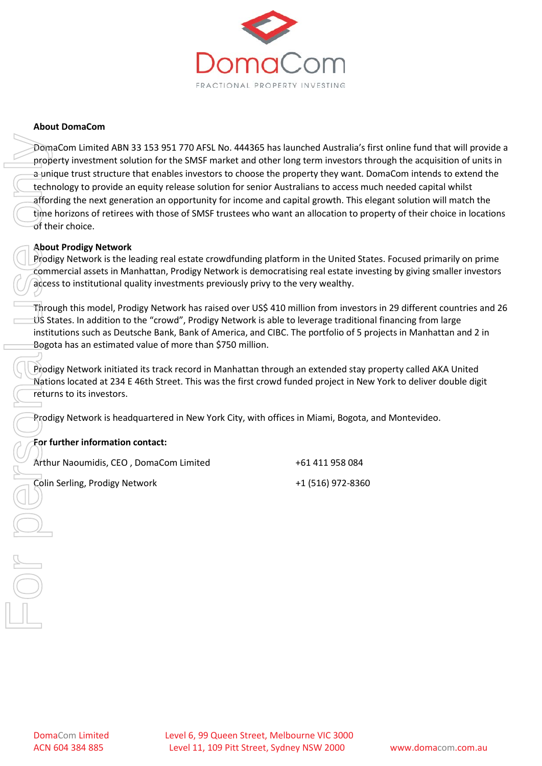**About DomaCom**

DomaCom Limited ABN 33 153 951 770 AFSL No. 444365 has launched Australia's first online fund that will provide a property investment solution for the SMSF market and other long term investors through the acquisition of units in a unique trust structure that enables investors to choose the property they want. DomaCom intends to extend the technology to provide an equity release solution for senior Australians to access much needed capital whilst affording the next generation an opportunity for income and capital growth. This elegant solution will match the time horizons of retirees with those of SMSF trustees who want an allocation to property of their choice in locations of their choice.

**About Prodigy Network**

Prodigy Network is the leading real estate crowdfunding platform in the United States. Focused primarily on prime commercial assets in Manhattan, Prodigy Network is democratising real estate investing by giving smaller investors access to institutional quality investments previously privy to the very wealthy.

Through this model, Prodigy Network has raised over US$ 410 million from investors in 29 different countries and 26 US States. In addition to the "crowd", Prodigy Network is able to leverage traditional financing from large institutions such as Deutsche Bank, Bank of America, and CIBC. The portfolio of 5 projects in Manhattan and 2 in Bogota has an estimated value of more than $750 million.

Prodigy Network initiated its track record in Manhattan through an extended stay property called AKA United Nations located at 234 E 46th Street. This was the first crowd funded project in New York to deliver double digit returns to its investors.

Prodigy Network is headquartered in New York City, with offices in Miami, Bogota, and Montevideo.

**For further information contact:**

| | |
|---|---|
| Arthur Naoumidis, CEO , DomaCom Limited | +61 411 958 084 |
| Colin Serling, Prodigy Network | +1 (516) 972-8360 |